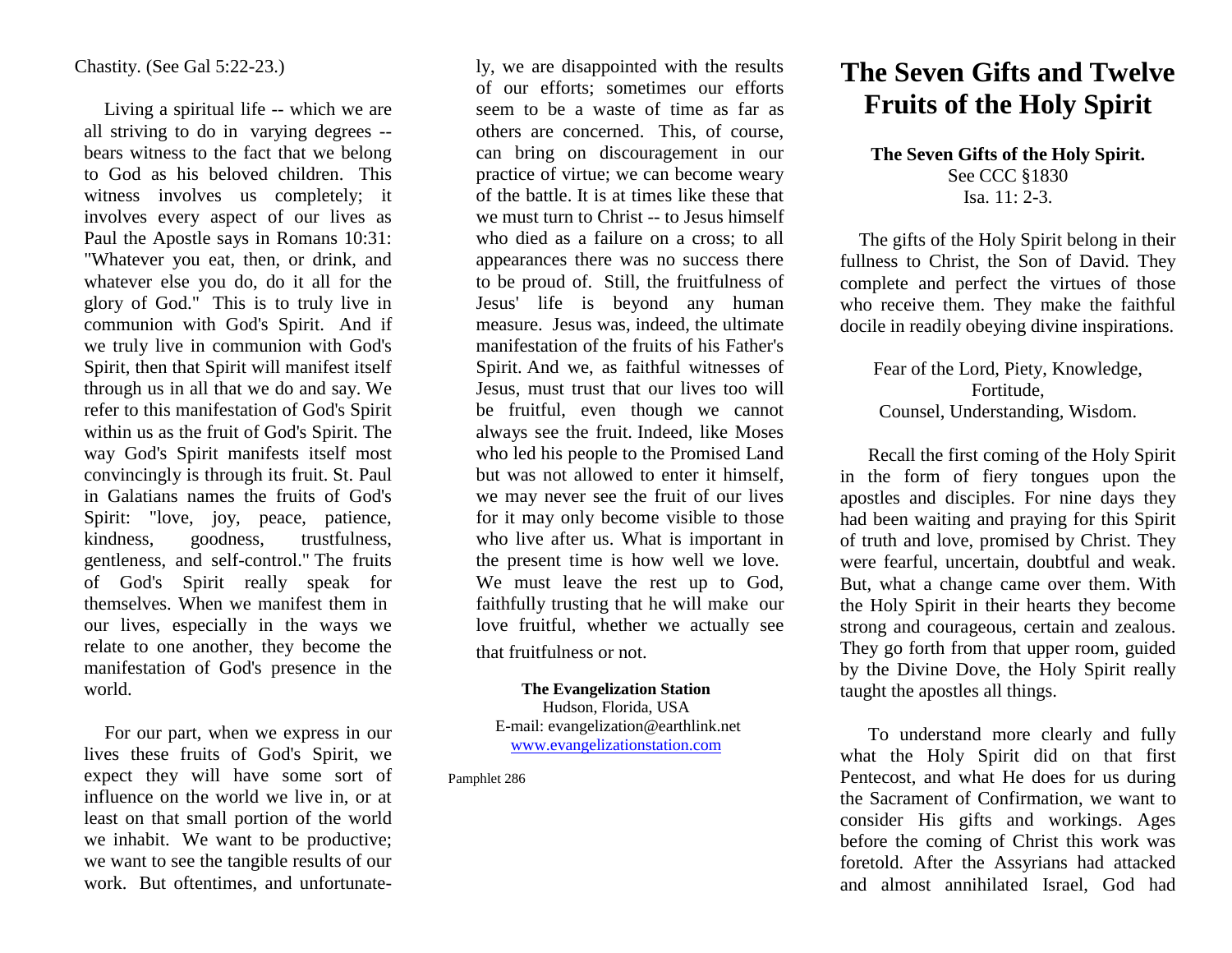Chastity. (See Gal 5:22-23.)

Living a spiritual life -- which we are all striving to do in varying degrees -- bears witness to the fact that we belong to God as his beloved children. This witness involves us completely; it involves every aspect of our lives as Paul the Apostle says in Romans 10:31: "Whatever you eat, then, or drink, and whatever else you do, do it all for the glory of God." This is to truly live in communion with God's Spirit. And if we truly live in communion with God's Spirit, then that Spirit will manifest itself through us in all that we do and say. We refer to this manifestation of God's Spirit within us as the fruit of God's Spirit. The way God's Spirit manifests itself most convincingly is through its fruit. St. Paul in Galatians names the fruits of God's Spirit: "love, joy, peace, patience, kindness, goodness, trustfulness, gentleness, and self-control." The fruits of God's Spirit really speak for themselves. When we manifest them in our lives, especially in the ways we relate to one another, they become the manifestation of God's presence in the world.

For our part, when we express in our lives these fruits of God's Spirit, we expect they will have some sort of influence on the world we live in, or at least on that small portion of the world we inhabit. We want to be productive; we want to see the tangible results of our work. But oftentimes, and unfortunately, we are disappointed with the results of our efforts; sometimes our efforts seem to be a waste of time as far as others are concerned. This, of course, can bring on discouragement in our practice of virtue; we can become weary of the battle. It is at times like these that we must turn to Christ -- to Jesus himself who died as a failure on a cross; to all appearances there was no success there to be proud of. Still, the fruitfulness of Jesus' life is beyond any human measure. Jesus was, indeed, the ultimate manifestation of the fruits of his Father's Spirit. And we, as faithful witnesses of Jesus, must trust that our lives too will be fruitful, even though we cannot always see the fruit. Indeed, like Moses who led his people to the Promised Land but was not allowed to enter it himself, we may never see the fruit of our lives for it may only become visible to those who live after us. What is important in the present time is how well we love. We must leave the rest up to God, faithfully trusting that he will make our love fruitful, whether we actually see that fruitfulness or not.

**The Evangelization Station**
Hudson, Florida, USA
E-mail: evangelization@earthlink.net
www.evangelizationstation.com

Pamphlet 286

# The Seven Gifts and Twelve Fruits of the Holy Spirit

**The Seven Gifts of the Holy Spirit.**
See CCC §1830
Isa. 11: 2-3.

The gifts of the Holy Spirit belong in their fullness to Christ, the Son of David. They complete and perfect the virtues of those who receive them. They make the faithful docile in readily obeying divine inspirations.

Fear of the Lord, Piety, Knowledge,
Fortitude,
Counsel, Understanding, Wisdom.

Recall the first coming of the Holy Spirit in the form of fiery tongues upon the apostles and disciples. For nine days they had been waiting and praying for this Spirit of truth and love, promised by Christ. They were fearful, uncertain, doubtful and weak. But, what a change came over them. With the Holy Spirit in their hearts they become strong and courageous, certain and zealous. They go forth from that upper room, guided by the Divine Dove, the Holy Spirit really taught the apostles all things.

To understand more clearly and fully what the Holy Spirit did on that first Pentecost, and what He does for us during the Sacrament of Confirmation, we want to consider His gifts and workings. Ages before the coming of Christ this work was foretold. After the Assyrians had attacked and almost annihilated Israel, God had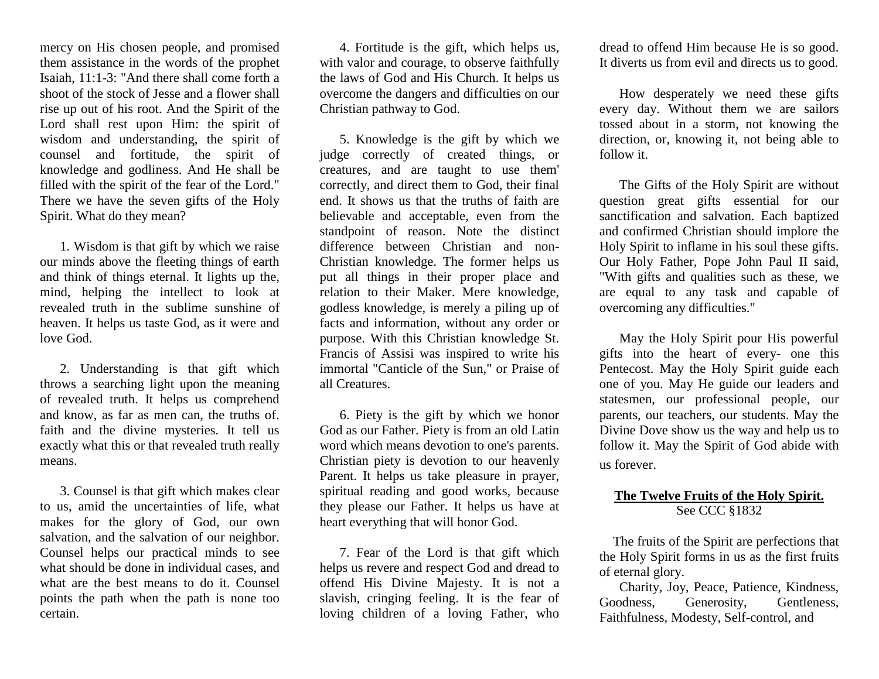mercy on His chosen people, and promised them assistance in the words of the prophet Isaiah, 11:1-3: "And there shall come forth a shoot of the stock of Jesse and a flower shall rise up out of his root. And the Spirit of the Lord shall rest upon Him: the spirit of wisdom and understanding, the spirit of counsel and fortitude, the spirit of knowledge and godliness. And He shall be filled with the spirit of the fear of the Lord." There we have the seven gifts of the Holy Spirit. What do they mean?

1. Wisdom is that gift by which we raise our minds above the fleeting things of earth and think of things eternal. It lights up the, mind, helping the intellect to look at revealed truth in the sublime sunshine of heaven. It helps us taste God, as it were and love God.

2. Understanding is that gift which throws a searching light upon the meaning of revealed truth. It helps us comprehend and know, as far as men can, the truths of. faith and the divine mysteries. It tell us exactly what this or that revealed truth really means.

3. Counsel is that gift which makes clear to us, amid the uncertainties of life, what makes for the glory of God, our own salvation, and the salvation of our neighbor. Counsel helps our practical minds to see what should be done in individual cases, and what are the best means to do it. Counsel points the path when the path is none too certain.

4. Fortitude is the gift, which helps us, with valor and courage, to observe faithfully the laws of God and His Church. It helps us overcome the dangers and difficulties on our Christian pathway to God.

5. Knowledge is the gift by which we judge correctly of created things, or creatures, and are taught to use them' correctly, and direct them to God, their final end. It shows us that the truths of faith are believable and acceptable, even from the standpoint of reason. Note the distinct difference between Christian and non-Christian knowledge. The former helps us put all things in their proper place and relation to their Maker. Mere knowledge, godless knowledge, is merely a piling up of facts and information, without any order or purpose. With this Christian knowledge St. Francis of Assisi was inspired to write his immortal "Canticle of the Sun," or Praise of all Creatures.

6. Piety is the gift by which we honor God as our Father. Piety is from an old Latin word which means devotion to one's parents. Christian piety is devotion to our heavenly Parent. It helps us take pleasure in prayer, spiritual reading and good works, because they please our Father. It helps us have at heart everything that will honor God.

7. Fear of the Lord is that gift which helps us revere and respect God and dread to offend His Divine Majesty. It is not a slavish, cringing feeling. It is the fear of loving children of a loving Father, who dread to offend Him because He is so good. It diverts us from evil and directs us to good.

How desperately we need these gifts every day. Without them we are sailors tossed about in a storm, not knowing the direction, or, knowing it, not being able to follow it.

The Gifts of the Holy Spirit are without question great gifts essential for our sanctification and salvation. Each baptized and confirmed Christian should implore the Holy Spirit to inflame in his soul these gifts. Our Holy Father, Pope John Paul II said, "With gifts and qualities such as these, we are equal to any task and capable of overcoming any difficulties."

May the Holy Spirit pour His powerful gifts into the heart of every- one this Pentecost. May the Holy Spirit guide each one of you. May He guide our leaders and statesmen, our professional people, our parents, our teachers, our students. May the Divine Dove show us the way and help us to follow it. May the Spirit of God abide with us forever.

**The Twelve Fruits of the Holy Spirit.**
See CCC §1832

The fruits of the Spirit are perfections that the Holy Spirit forms in us as the first fruits of eternal glory.

Charity, Joy, Peace, Patience, Kindness, Goodness, Generosity, Gentleness, Faithfulness, Modesty, Self-control, and